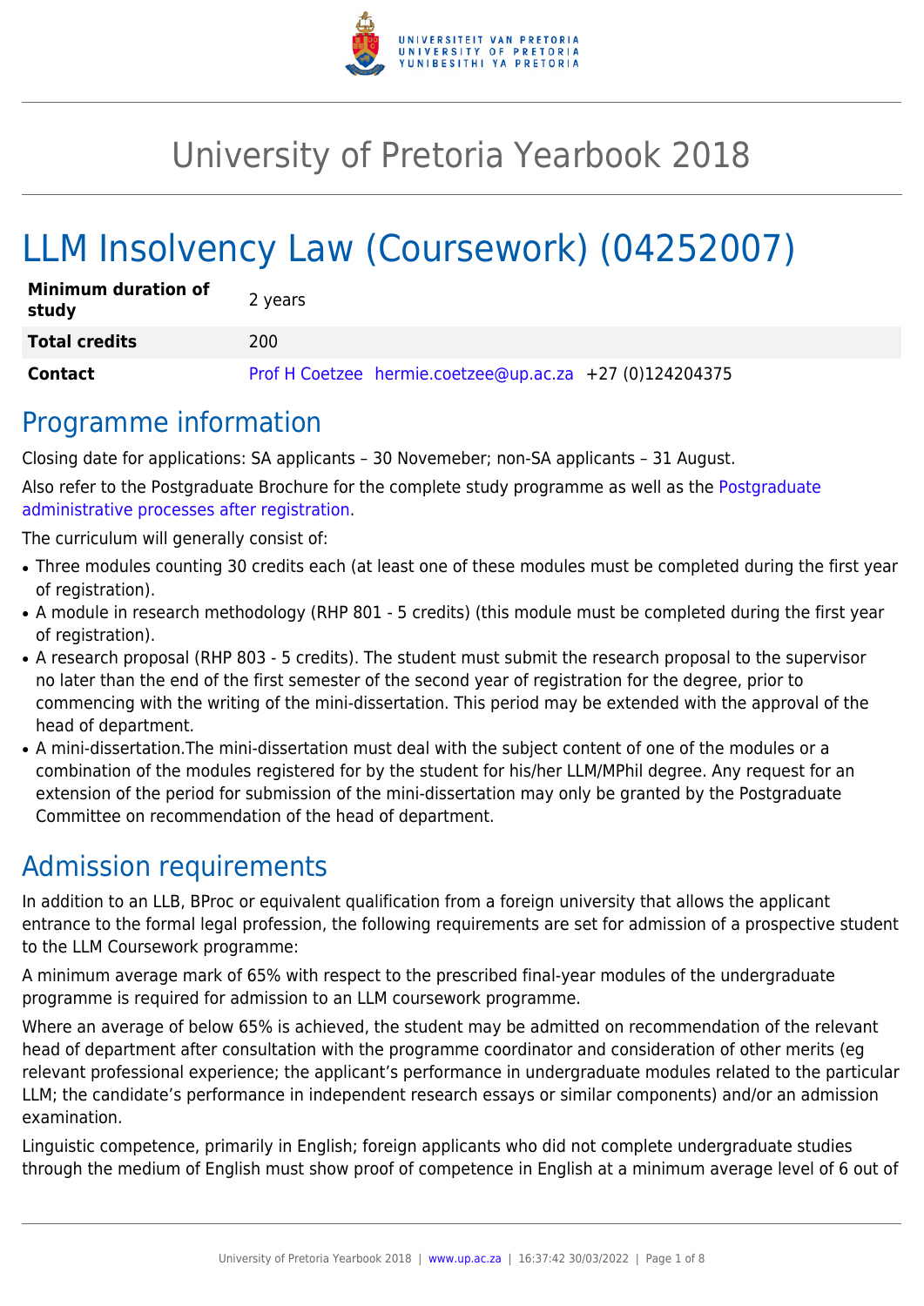# University of Pretoria Yearbook 2018

# LLM Insolvency Law (Coursework) (04252007)

| | |
|---|---|
| **Minimum duration of study** | 2 years |
| **Total credits** | 200 |
| **Contact** | Prof H Coetzee hermie.coetzee@up.ac.za +27 (0)124204375 |

## Programme information

Closing date for applications: SA applicants – 30 Novemeber; non-SA applicants – 31 August.

Also refer to the Postgraduate Brochure for the complete study programme as well as the Postgraduate administrative processes after registration.

The curriculum will generally consist of:

- Three modules counting 30 credits each (at least one of these modules must be completed during the first year of registration).
- A module in research methodology (RHP 801 - 5 credits) (this module must be completed during the first year of registration).
- A research proposal (RHP 803 - 5 credits). The student must submit the research proposal to the supervisor no later than the end of the first semester of the second year of registration for the degree, prior to commencing with the writing of the mini-dissertation. This period may be extended with the approval of the head of department.
- A mini-dissertation.The mini-dissertation must deal with the subject content of one of the modules or a combination of the modules registered for by the student for his/her LLM/MPhil degree. Any request for an extension of the period for submission of the mini-dissertation may only be granted by the Postgraduate Committee on recommendation of the head of department.

## Admission requirements

In addition to an LLB, BProc or equivalent qualification from a foreign university that allows the applicant entrance to the formal legal profession, the following requirements are set for admission of a prospective student to the LLM Coursework programme:

A minimum average mark of 65% with respect to the prescribed final-year modules of the undergraduate programme is required for admission to an LLM coursework programme.

Where an average of below 65% is achieved, the student may be admitted on recommendation of the relevant head of department after consultation with the programme coordinator and consideration of other merits (eg relevant professional experience; the applicant's performance in undergraduate modules related to the particular LLM; the candidate's performance in independent research essays or similar components) and/or an admission examination.

Linguistic competence, primarily in English; foreign applicants who did not complete undergraduate studies through the medium of English must show proof of competence in English at a minimum average level of 6 out of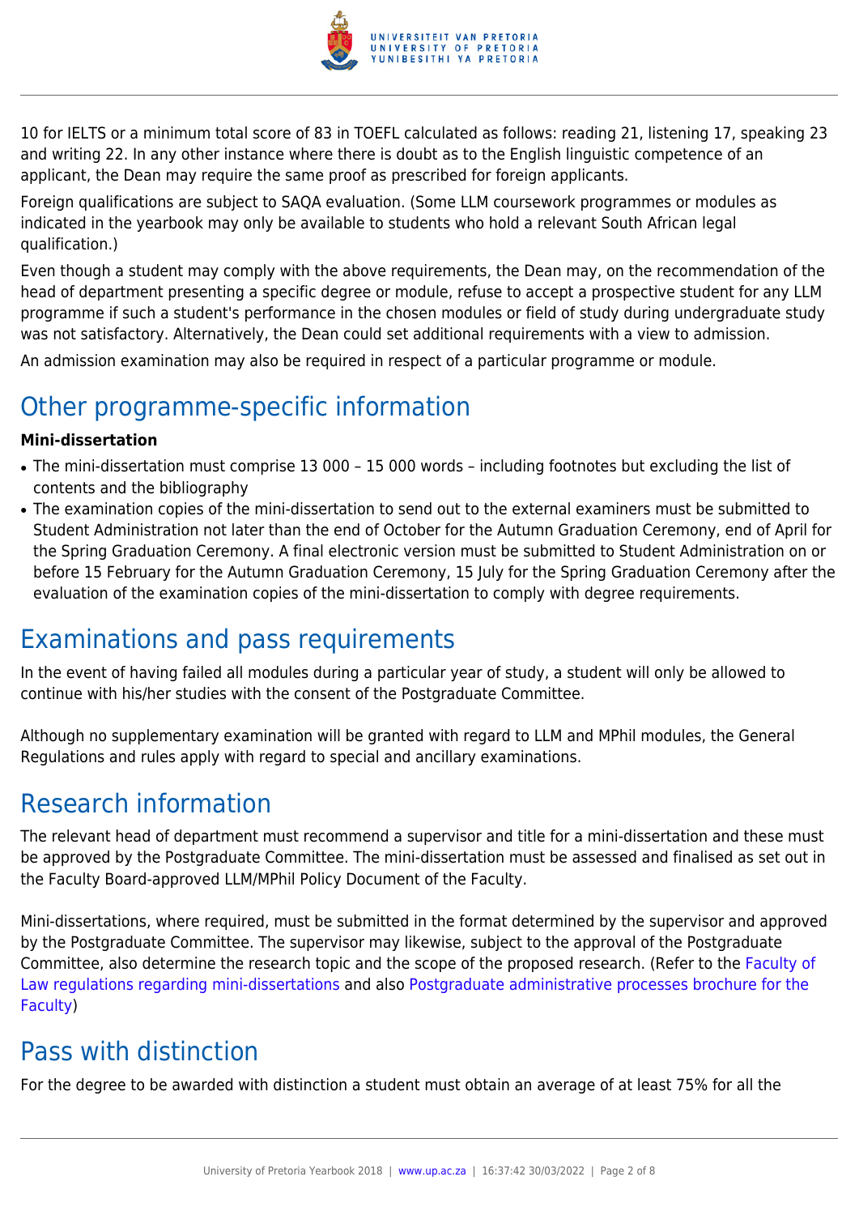10 for IELTS or a minimum total score of 83 in TOEFL calculated as follows: reading 21, listening 17, speaking 23 and writing 22. In any other instance where there is doubt as to the English linguistic competence of an applicant, the Dean may require the same proof as prescribed for foreign applicants.

Foreign qualifications are subject to SAQA evaluation. (Some LLM coursework programmes or modules as indicated in the yearbook may only be available to students who hold a relevant South African legal qualification.)

Even though a student may comply with the above requirements, the Dean may, on the recommendation of the head of department presenting a specific degree or module, refuse to accept a prospective student for any LLM programme if such a student's performance in the chosen modules or field of study during undergraduate study was not satisfactory. Alternatively, the Dean could set additional requirements with a view to admission.

An admission examination may also be required in respect of a particular programme or module.

## Other programme-specific information

**Mini-dissertation**

- The mini-dissertation must comprise 13 000 – 15 000 words – including footnotes but excluding the list of contents and the bibliography
- The examination copies of the mini-dissertation to send out to the external examiners must be submitted to Student Administration not later than the end of October for the Autumn Graduation Ceremony, end of April for the Spring Graduation Ceremony. A final electronic version must be submitted to Student Administration on or before 15 February for the Autumn Graduation Ceremony, 15 July for the Spring Graduation Ceremony after the evaluation of the examination copies of the mini-dissertation to comply with degree requirements.

## Examinations and pass requirements

In the event of having failed all modules during a particular year of study, a student will only be allowed to continue with his/her studies with the consent of the Postgraduate Committee.

Although no supplementary examination will be granted with regard to LLM and MPhil modules, the General Regulations and rules apply with regard to special and ancillary examinations.

## Research information

The relevant head of department must recommend a supervisor and title for a mini-dissertation and these must be approved by the Postgraduate Committee. The mini-dissertation must be assessed and finalised as set out in the Faculty Board-approved LLM/MPhil Policy Document of the Faculty.

Mini-dissertations, where required, must be submitted in the format determined by the supervisor and approved by the Postgraduate Committee. The supervisor may likewise, subject to the approval of the Postgraduate Committee, also determine the research topic and the scope of the proposed research. (Refer to the Faculty of Law regulations regarding mini-dissertations and also Postgraduate administrative processes brochure for the Faculty)

## Pass with distinction

For the degree to be awarded with distinction a student must obtain an average of at least 75% for all the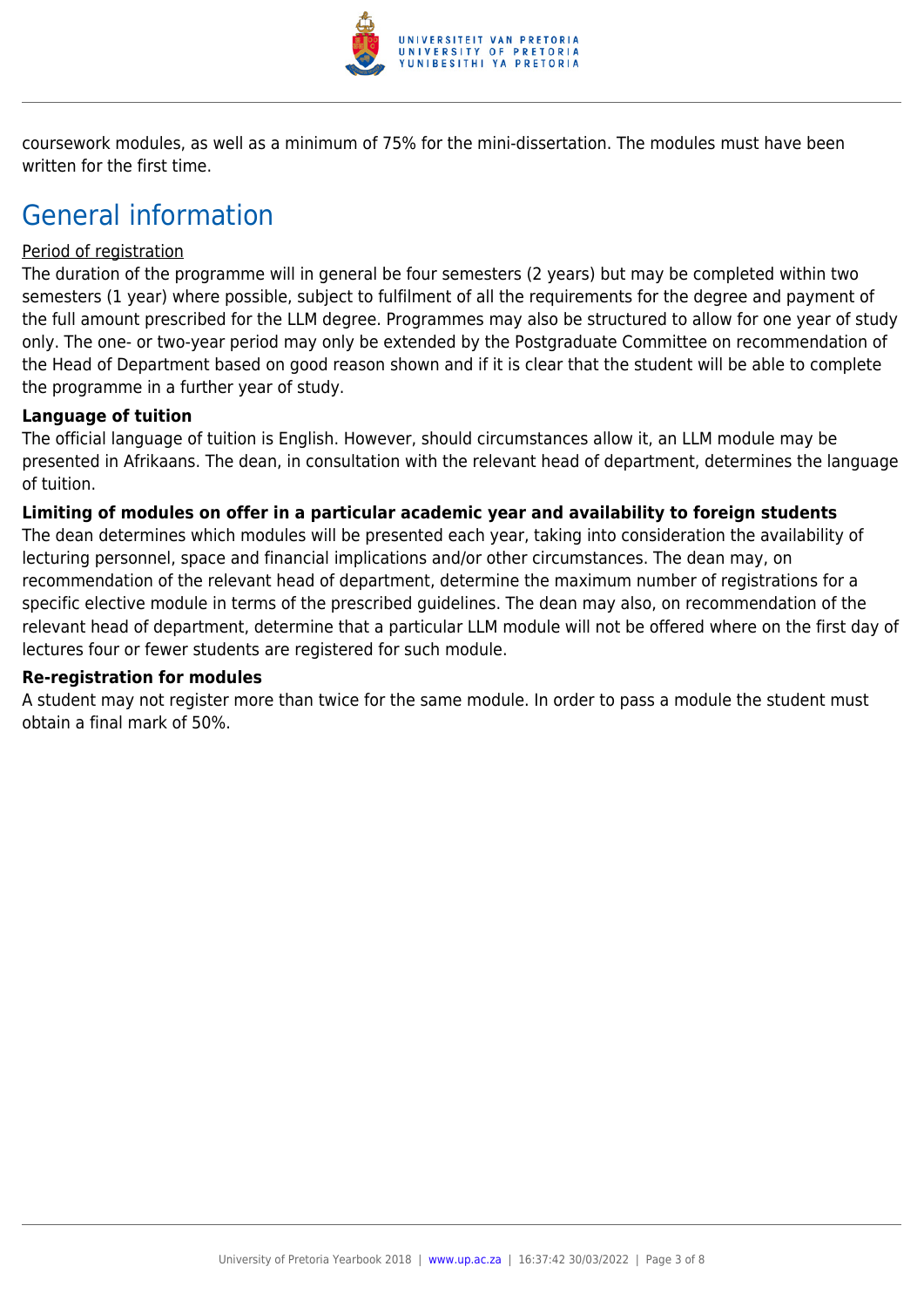coursework modules, as well as a minimum of 75% for the mini-dissertation. The modules must have been written for the first time.

# General information

Period of registration

The duration of the programme will in general be four semesters (2 years) but may be completed within two semesters (1 year) where possible, subject to fulfilment of all the requirements for the degree and payment of the full amount prescribed for the LLM degree. Programmes may also be structured to allow for one year of study only. The one- or two-year period may only be extended by the Postgraduate Committee on recommendation of the Head of Department based on good reason shown and if it is clear that the student will be able to complete the programme in a further year of study.

**Language of tuition**

The official language of tuition is English. However, should circumstances allow it, an LLM module may be presented in Afrikaans. The dean, in consultation with the relevant head of department, determines the language of tuition.

**Limiting of modules on offer in a particular academic year and availability to foreign students**

The dean determines which modules will be presented each year, taking into consideration the availability of lecturing personnel, space and financial implications and/or other circumstances. The dean may, on recommendation of the relevant head of department, determine the maximum number of registrations for a specific elective module in terms of the prescribed guidelines. The dean may also, on recommendation of the relevant head of department, determine that a particular LLM module will not be offered where on the first day of lectures four or fewer students are registered for such module.

**Re-registration for modules**

A student may not register more than twice for the same module. In order to pass a module the student must obtain a final mark of 50%.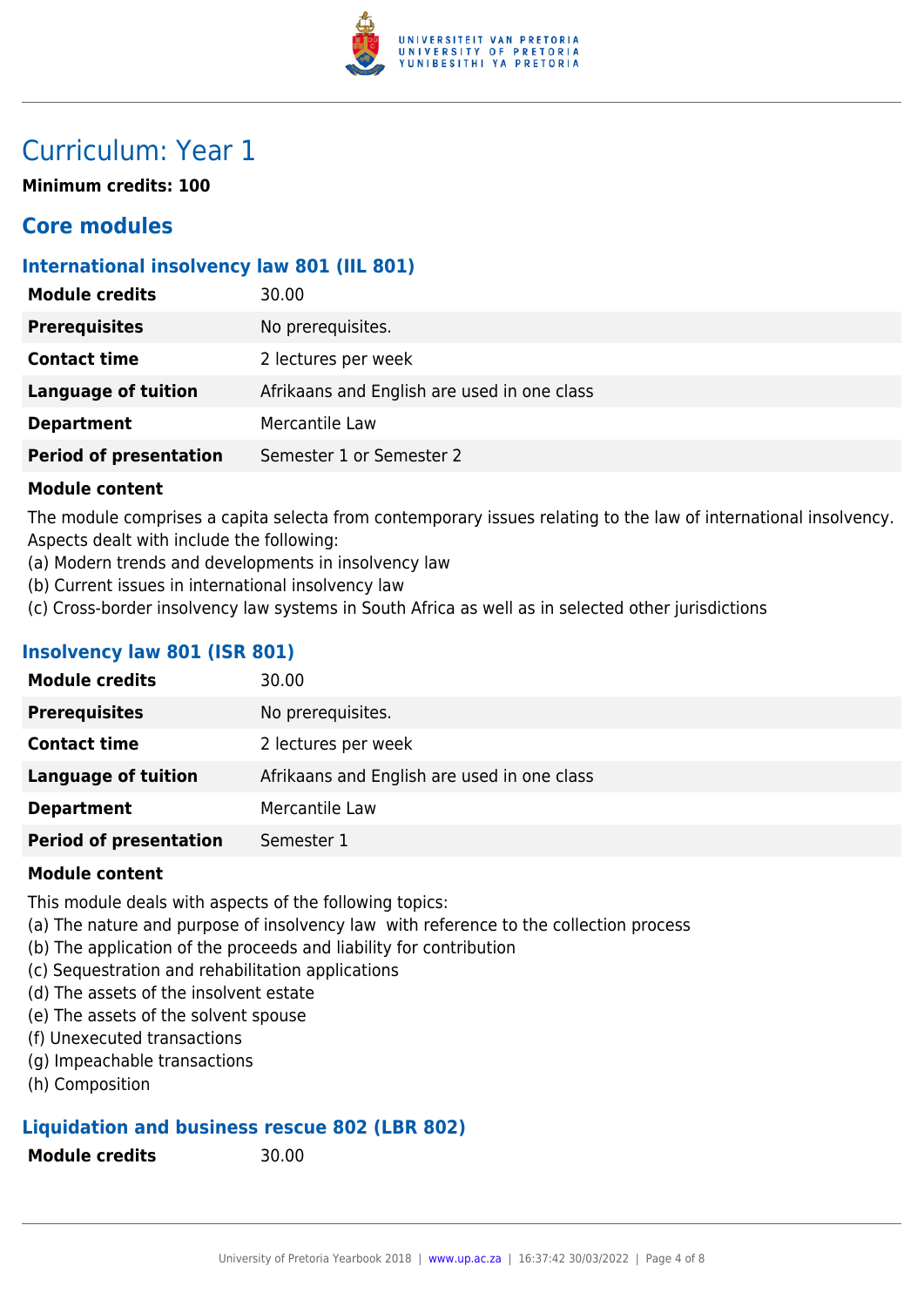# Curriculum: Year 1

**Minimum credits: 100**

## Core modules

### International insolvency law 801 (IIL 801)

| | |
|---|---|
| **Module credits** | 30.00 |
| **Prerequisites** | No prerequisites. |
| **Contact time** | 2 lectures per week |
| **Language of tuition** | Afrikaans and English are used in one class |
| **Department** | Mercantile Law |
| **Period of presentation** | Semester 1 or Semester 2 |

**Module content**

The module comprises a capita selecta from contemporary issues relating to the law of international insolvency. Aspects dealt with include the following:
(a) Modern trends and developments in insolvency law
(b) Current issues in international insolvency law
(c) Cross-border insolvency law systems in South Africa as well as in selected other jurisdictions

### Insolvency law 801 (ISR 801)

| | |
|---|---|
| **Module credits** | 30.00 |
| **Prerequisites** | No prerequisites. |
| **Contact time** | 2 lectures per week |
| **Language of tuition** | Afrikaans and English are used in one class |
| **Department** | Mercantile Law |
| **Period of presentation** | Semester 1 |

**Module content**

This module deals with aspects of the following topics:
(a) The nature and purpose of insolvency law with reference to the collection process
(b) The application of the proceeds and liability for contribution
(c) Sequestration and rehabilitation applications
(d) The assets of the insolvent estate
(e) The assets of the solvent spouse
(f) Unexecuted transactions
(g) Impeachable transactions
(h) Composition

### Liquidation and business rescue 802 (LBR 802)

| | |
|---|---|
| **Module credits** | 30.00 |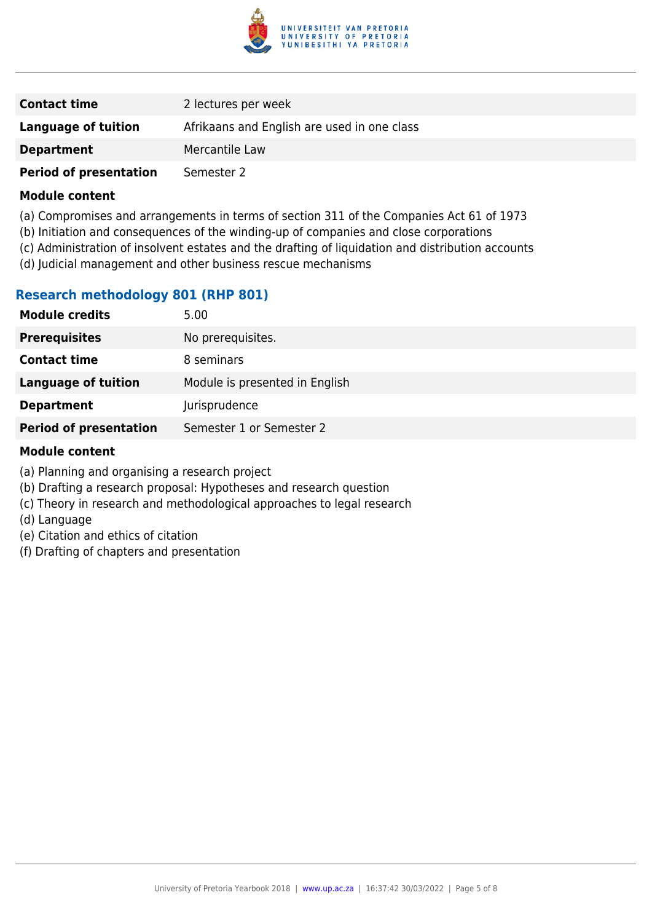| | |
|---|---|
| **Contact time** | 2 lectures per week |
| **Language of tuition** | Afrikaans and English are used in one class |
| **Department** | Mercantile Law |
| **Period of presentation** | Semester 2 |

**Module content**

(a) Compromises and arrangements in terms of section 311 of the Companies Act 61 of 1973
(b) Initiation and consequences of the winding-up of companies and close corporations
(c) Administration of insolvent estates and the drafting of liquidation and distribution accounts
(d) Judicial management and other business rescue mechanisms

### Research methodology 801 (RHP 801)

| | |
|---|---|
| **Module credits** | 5.00 |
| **Prerequisites** | No prerequisites. |
| **Contact time** | 8 seminars |
| **Language of tuition** | Module is presented in English |
| **Department** | Jurisprudence |
| **Period of presentation** | Semester 1 or Semester 2 |

**Module content**

(a) Planning and organising a research project
(b) Drafting a research proposal: Hypotheses and research question
(c) Theory in research and methodological approaches to legal research
(d) Language
(e) Citation and ethics of citation
(f) Drafting of chapters and presentation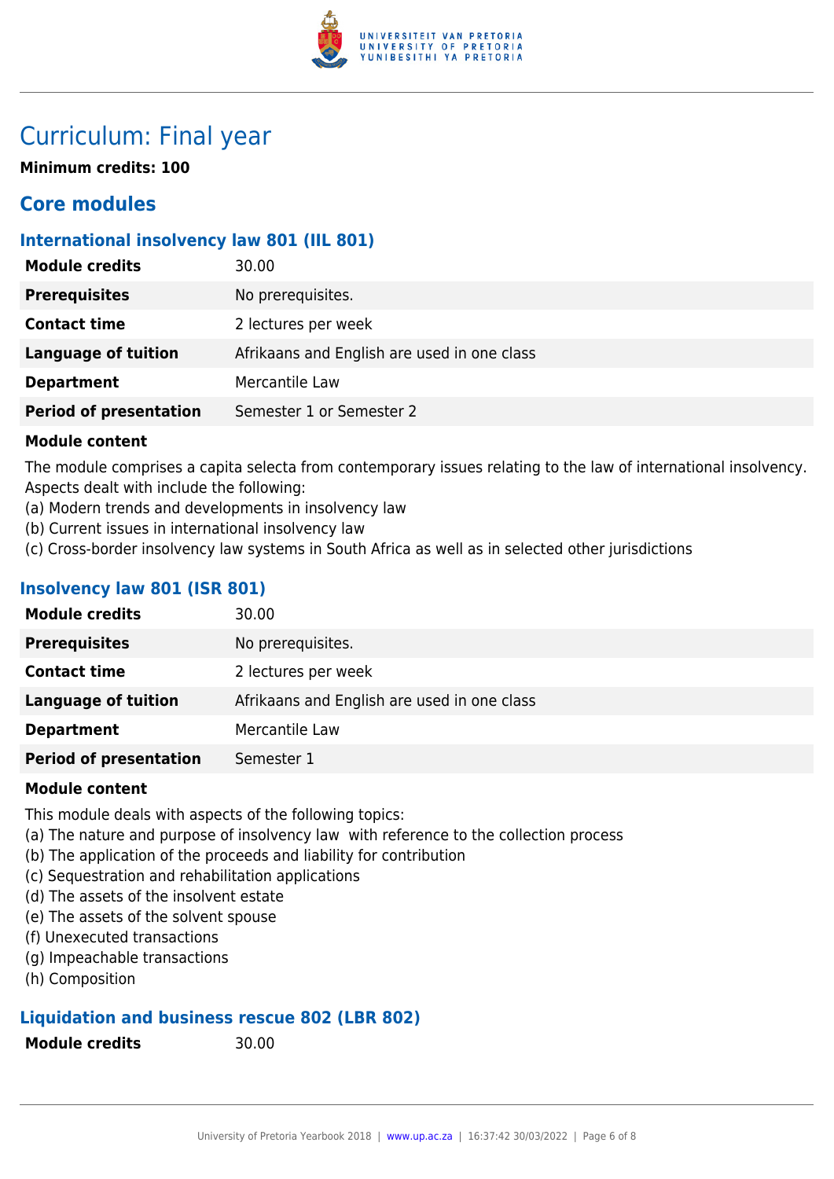# Curriculum: Final year

**Minimum credits: 100**

## Core modules

### International insolvency law 801 (IIL 801)

| | |
|---|---|
| **Module credits** | 30.00 |
| **Prerequisites** | No prerequisites. |
| **Contact time** | 2 lectures per week |
| **Language of tuition** | Afrikaans and English are used in one class |
| **Department** | Mercantile Law |
| **Period of presentation** | Semester 1 or Semester 2 |

**Module content**

The module comprises a capita selecta from contemporary issues relating to the law of international insolvency. Aspects dealt with include the following:
(a) Modern trends and developments in insolvency law
(b) Current issues in international insolvency law
(c) Cross-border insolvency law systems in South Africa as well as in selected other jurisdictions

### Insolvency law 801 (ISR 801)

| | |
|---|---|
| **Module credits** | 30.00 |
| **Prerequisites** | No prerequisites. |
| **Contact time** | 2 lectures per week |
| **Language of tuition** | Afrikaans and English are used in one class |
| **Department** | Mercantile Law |
| **Period of presentation** | Semester 1 |

**Module content**

This module deals with aspects of the following topics:
(a) The nature and purpose of insolvency law with reference to the collection process
(b) The application of the proceeds and liability for contribution
(c) Sequestration and rehabilitation applications
(d) The assets of the insolvent estate
(e) The assets of the solvent spouse
(f) Unexecuted transactions
(g) Impeachable transactions
(h) Composition

### Liquidation and business rescue 802 (LBR 802)

| | |
|---|---|
| **Module credits** | 30.00 |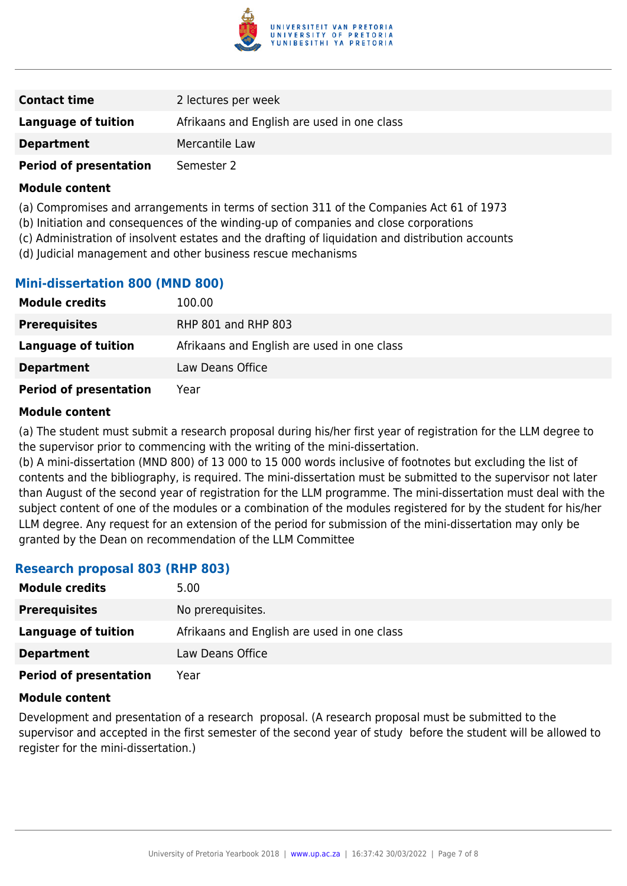| | |
|---|---|
| **Contact time** | 2 lectures per week |
| **Language of tuition** | Afrikaans and English are used in one class |
| **Department** | Mercantile Law |
| **Period of presentation** | Semester 2 |

**Module content**

(a) Compromises and arrangements in terms of section 311 of the Companies Act 61 of 1973
(b) Initiation and consequences of the winding-up of companies and close corporations
(c) Administration of insolvent estates and the drafting of liquidation and distribution accounts
(d) Judicial management and other business rescue mechanisms

### Mini-dissertation 800 (MND 800)

| | |
|---|---|
| **Module credits** | 100.00 |
| **Prerequisites** | RHP 801 and RHP 803 |
| **Language of tuition** | Afrikaans and English are used in one class |
| **Department** | Law Deans Office |
| **Period of presentation** | Year |

**Module content**

(a) The student must submit a research proposal during his/her first year of registration for the LLM degree to the supervisor prior to commencing with the writing of the mini-dissertation.
(b) A mini-dissertation (MND 800) of 13 000 to 15 000 words inclusive of footnotes but excluding the list of contents and the bibliography, is required. The mini-dissertation must be submitted to the supervisor not later than August of the second year of registration for the LLM programme. The mini-dissertation must deal with the subject content of one of the modules or a combination of the modules registered for by the student for his/her LLM degree. Any request for an extension of the period for submission of the mini-dissertation may only be granted by the Dean on recommendation of the LLM Committee

### Research proposal 803 (RHP 803)

| | |
|---|---|
| **Module credits** | 5.00 |
| **Prerequisites** | No prerequisites. |
| **Language of tuition** | Afrikaans and English are used in one class |
| **Department** | Law Deans Office |
| **Period of presentation** | Year |

**Module content**

Development and presentation of a research proposal. (A research proposal must be submitted to the supervisor and accepted in the first semester of the second year of study before the student will be allowed to register for the mini-dissertation.)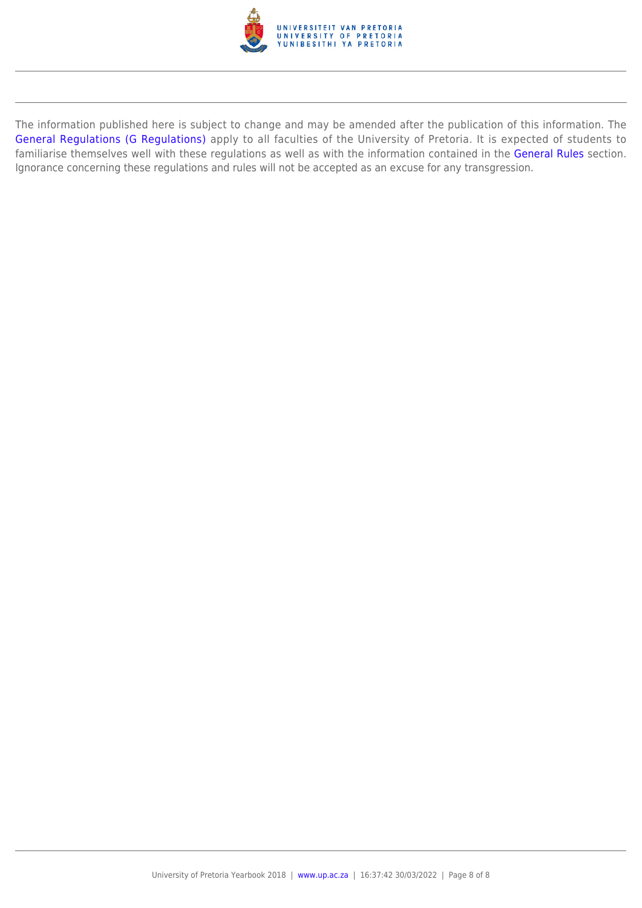The information published here is subject to change and may be amended after the publication of this information. The General Regulations (G Regulations) apply to all faculties of the University of Pretoria. It is expected of students to familiarise themselves well with these regulations as well as with the information contained in the General Rules section. Ignorance concerning these regulations and rules will not be accepted as an excuse for any transgression.